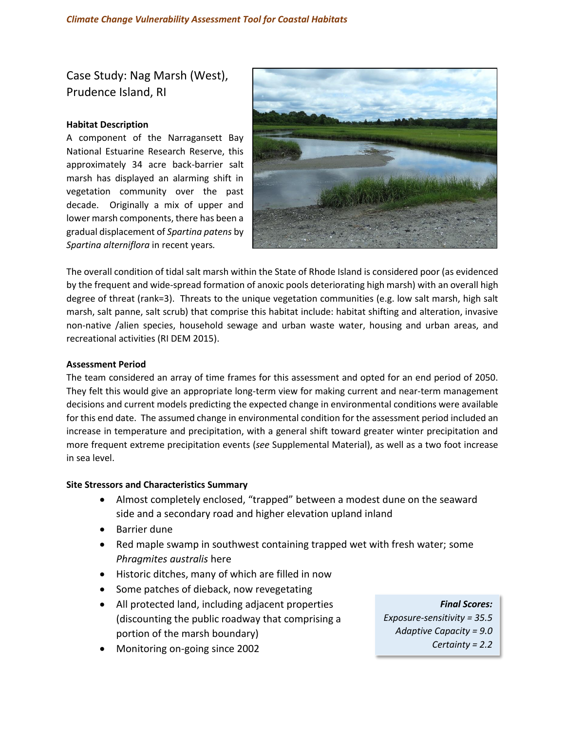## Case Study: Nag Marsh (West), Prudence Island, RI

**Habitat Description**

A component of the Narragansett Bay National Estuarine Research Reserve, this approximately 34 acre back-barrier salt marsh has displayed an alarming shift in vegetation community over the past decade. Originally a mix of upper and lower marsh components, there has been a gradual displacement of *Spartina patens* by *Spartina alterniflora* in recent years.

The overall condition of tidal salt marsh within the State of Rhode Island is considered poor (as evidenced by the frequent and wide-spread formation of anoxic pools deteriorating high marsh) with an overall high degree of threat (rank=3). Threats to the unique vegetation communities (e.g. low salt marsh, high salt marsh, salt panne, salt scrub) that comprise this habitat include: habitat shifting and alteration, invasive non-native /alien species, household sewage and urban waste water, housing and urban areas, and recreational activities (RI DEM 2015).

**Assessment Period**

The team considered an array of time frames for this assessment and opted for an end period of 2050. They felt this would give an appropriate long-term view for making current and near-term management decisions and current models predicting the expected change in environmental conditions were available for this end date. The assumed change in environmental condition for the assessment period included an increase in temperature and precipitation, with a general shift toward greater winter precipitation and more frequent extreme precipitation events (*see* Supplemental Material), as well as a two foot increase in sea level.

**Site Stressors and Characteristics Summary**

- Almost completely enclosed, "trapped" between a modest dune on the seaward side and a secondary road and higher elevation upland inland
- Barrier dune
- Red maple swamp in southwest containing trapped wet with fresh water; some *Phragmites australis* here
- Historic ditches, many of which are filled in now
- Some patches of dieback, now revegetating
- All protected land, including adjacent properties (discounting the public roadway that comprising a portion of the marsh boundary)
- Monitoring on-going since 2002

***Final Scores:***
*Exposure-sensitivity = 35.5*
*Adaptive Capacity = 9.0*
*Certainty = 2.2*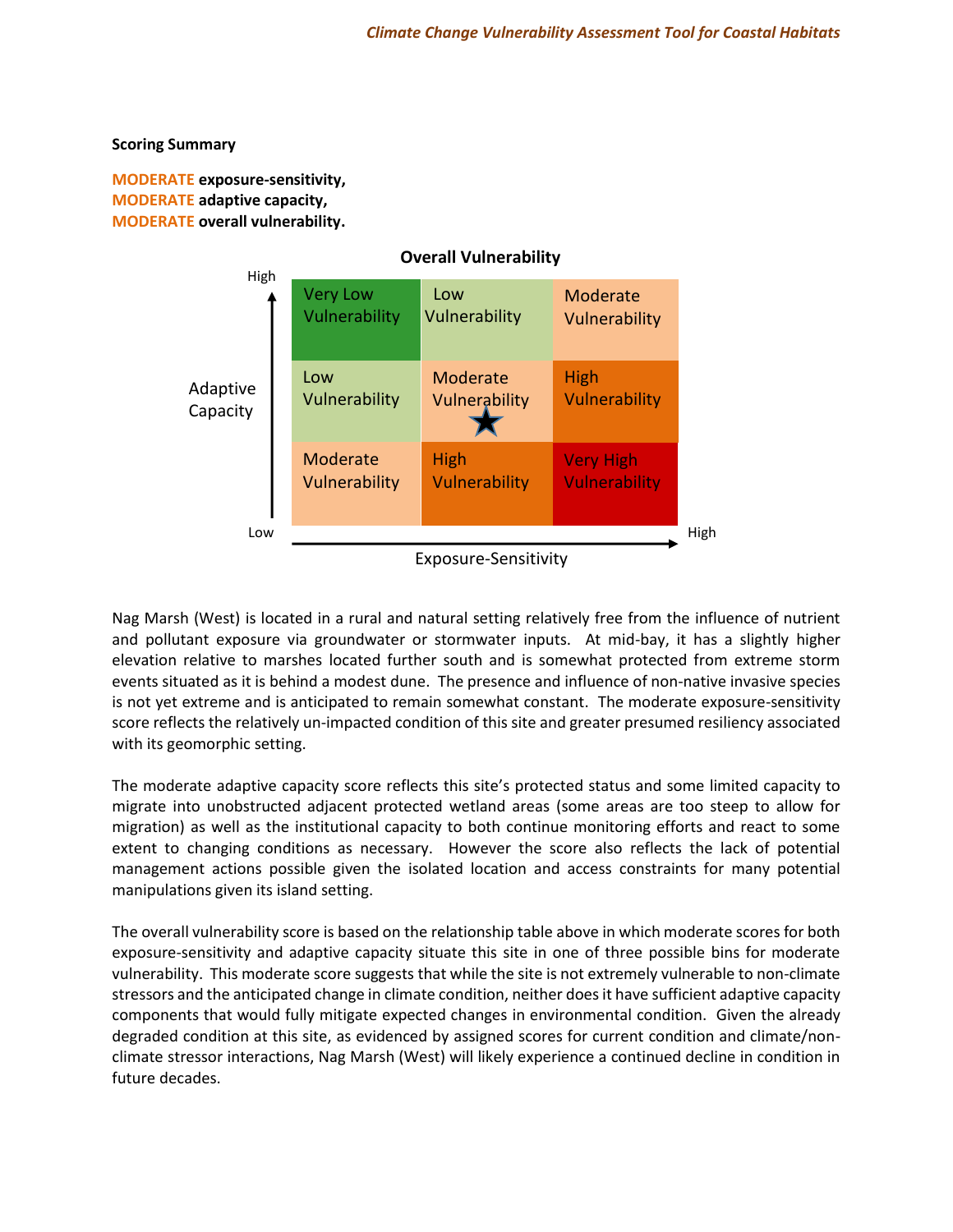**Scoring Summary**

**MODERATE exposure-sensitivity,**
**MODERATE adaptive capacity,**
**MODERATE overall vulnerability.**

**Overall Vulnerability**

| Adaptive Capacity ↓ / Exposure-Sensitivity → | Low | | High |
|---|---|---|---|
| High | Very Low Vulnerability | Low Vulnerability | Moderate Vulnerability |
| | Low Vulnerability | Moderate Vulnerability ★ | High Vulnerability |
| Low | Moderate Vulnerability | High Vulnerability | Very High Vulnerability |

Nag Marsh (West) is located in a rural and natural setting relatively free from the influence of nutrient and pollutant exposure via groundwater or stormwater inputs. At mid-bay, it has a slightly higher elevation relative to marshes located further south and is somewhat protected from extreme storm events situated as it is behind a modest dune. The presence and influence of non-native invasive species is not yet extreme and is anticipated to remain somewhat constant. The moderate exposure-sensitivity score reflects the relatively un-impacted condition of this site and greater presumed resiliency associated with its geomorphic setting.

The moderate adaptive capacity score reflects this site's protected status and some limited capacity to migrate into unobstructed adjacent protected wetland areas (some areas are too steep to allow for migration) as well as the institutional capacity to both continue monitoring efforts and react to some extent to changing conditions as necessary. However the score also reflects the lack of potential management actions possible given the isolated location and access constraints for many potential manipulations given its island setting.

The overall vulnerability score is based on the relationship table above in which moderate scores for both exposure-sensitivity and adaptive capacity situate this site in one of three possible bins for moderate vulnerability. This moderate score suggests that while the site is not extremely vulnerable to non-climate stressors and the anticipated change in climate condition, neither does it have sufficient adaptive capacity components that would fully mitigate expected changes in environmental condition. Given the already degraded condition at this site, as evidenced by assigned scores for current condition and climate/non-climate stressor interactions, Nag Marsh (West) will likely experience a continued decline in condition in future decades.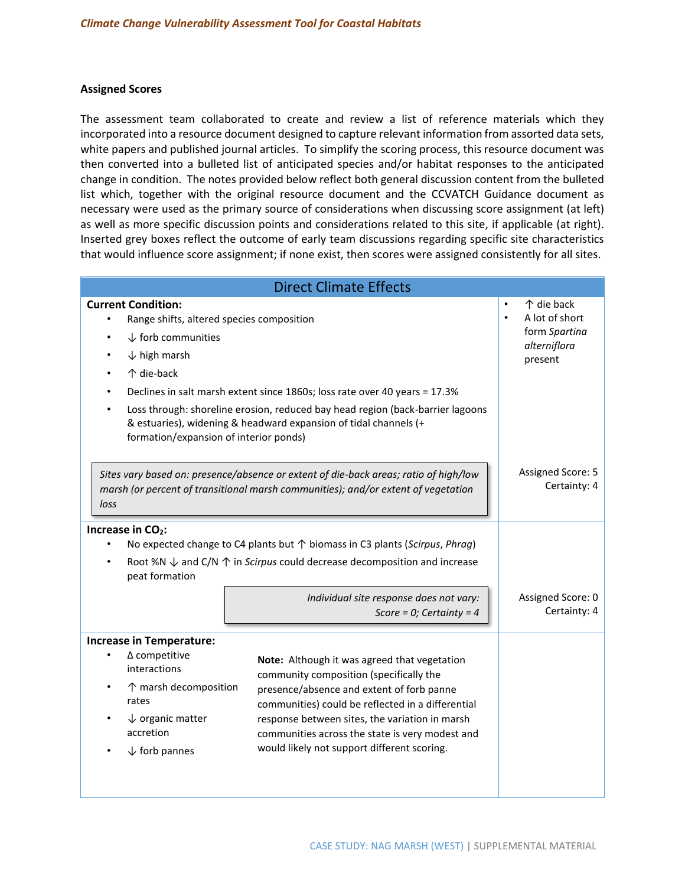## Assigned Scores

The assessment team collaborated to create and review a list of reference materials which they incorporated into a resource document designed to capture relevant information from assorted data sets, white papers and published journal articles. To simplify the scoring process, this resource document was then converted into a bulleted list of anticipated species and/or habitat responses to the anticipated change in condition. The notes provided below reflect both general discussion content from the bulleted list which, together with the original resource document and the CCVATCH Guidance document as necessary were used as the primary source of considerations when discussing score assignment (at left) as well as more specific discussion points and considerations related to this site, if applicable (at right). Inserted grey boxes reflect the outcome of early team discussions regarding specific site characteristics that would influence score assignment; if none exist, then scores were assigned consistently for all sites.

## Direct Climate Effects

**Current Condition:**

- Range shifts, altered species composition
- ↓ forb communities
- ↓ high marsh
- ↑ die-back
- Declines in salt marsh extent since 1860s; loss rate over 40 years = 17.3%
- Loss through: shoreline erosion, reduced bay head region (back-barrier lagoons & estuaries), widening & headward expansion of tidal channels (+ formation/expansion of interior ponds)

> *Sites vary based on: presence/absence or extent of die-back areas; ratio of high/low marsh (or percent of transitional marsh communities); and/or extent of vegetation loss*

Site-specific notes:

- ↑ die back
- A lot of short form *Spartina alterniflora* present

Assigned Score: 5
Certainty: 4

**Increase in $CO_2$:**

- No expected change to C4 plants but ↑ biomass in C3 plants (*Scirpus*, *Phrag*)
- Root %N ↓ and C/N ↑ in *Scirpus* could decrease decomposition and increase peat formation

> *Individual site response does not vary: Score = 0; Certainty = 4*

Assigned Score: 0
Certainty: 4

**Increase in Temperature:**

- Δ competitive interactions
- ↑ marsh decomposition rates
- ↓ organic matter accretion
- ↓ forb pannes

**Note:** Although it was agreed that vegetation community composition (specifically the presence/absence and extent of forb panne communities) could be reflected in a differential response between sites, the variation in marsh communities across the state is very modest and would likely not support different scoring.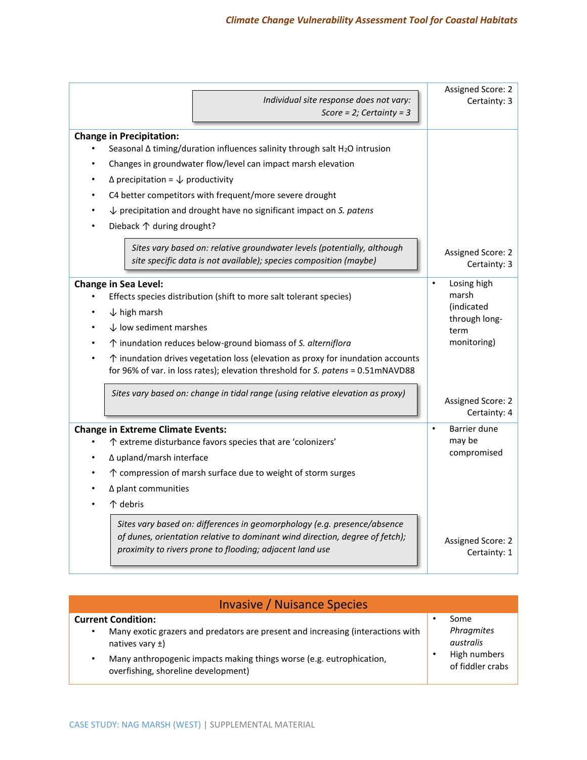| | |
|---|---|
| *Individual site response does not vary: Score = 2; Certainty = 3* | Assigned Score: 2<br>Certainty: 3 |
| **Change in Precipitation:**<br>• Seasonal Δ timing/duration influences salinity through salt $H_2O$ intrusion<br>• Changes in groundwater flow/level can impact marsh elevation<br>• Δ precipitation = ↓ productivity<br>• C4 better competitors with frequent/more severe drought<br>• ↓ precipitation and drought have no significant impact on *S. patens*<br>• Dieback ↑ during drought?<br><br>*Sites vary based on: relative groundwater levels (potentially, although site specific data is not available); species composition (maybe)* | Assigned Score: 2<br>Certainty: 3 |
| **Change in Sea Level:**<br>• Effects species distribution (shift to more salt tolerant species)<br>• ↓ high marsh<br>• ↓ low sediment marshes<br>• ↑ inundation reduces below-ground biomass of *S. alterniflora*<br>• ↑ inundation drives vegetation loss (elevation as proxy for inundation accounts for 96% of var. in loss rates); elevation threshold for *S. patens* = 0.51mNAVD88<br><br>*Sites vary based on: change in tidal range (using relative elevation as proxy)* | • Losing high marsh (indicated through long-term monitoring)<br><br>Assigned Score: 2<br>Certainty: 4 |
| **Change in Extreme Climate Events:**<br>• ↑ extreme disturbance favors species that are 'colonizers'<br>• Δ upland/marsh interface<br>• ↑ compression of marsh surface due to weight of storm surges<br>• Δ plant communities<br>• ↑ debris<br><br>*Sites vary based on: differences in geomorphology (e.g. presence/absence of dunes, orientation relative to dominant wind direction, degree of fetch); proximity to rivers prone to flooding; adjacent land use* | • Barrier dune may be compromised<br><br>Assigned Score: 2<br>Certainty: 1 |

## Invasive / Nuisance Species

| | |
|---|---|
| **Current Condition:**<br>• Many exotic grazers and predators are present and increasing (interactions with natives vary ±)<br>• Many anthropogenic impacts making things worse (e.g. eutrophication, overfishing, shoreline development) | • Some *Phragmites australis*<br>• High numbers of fiddler crabs |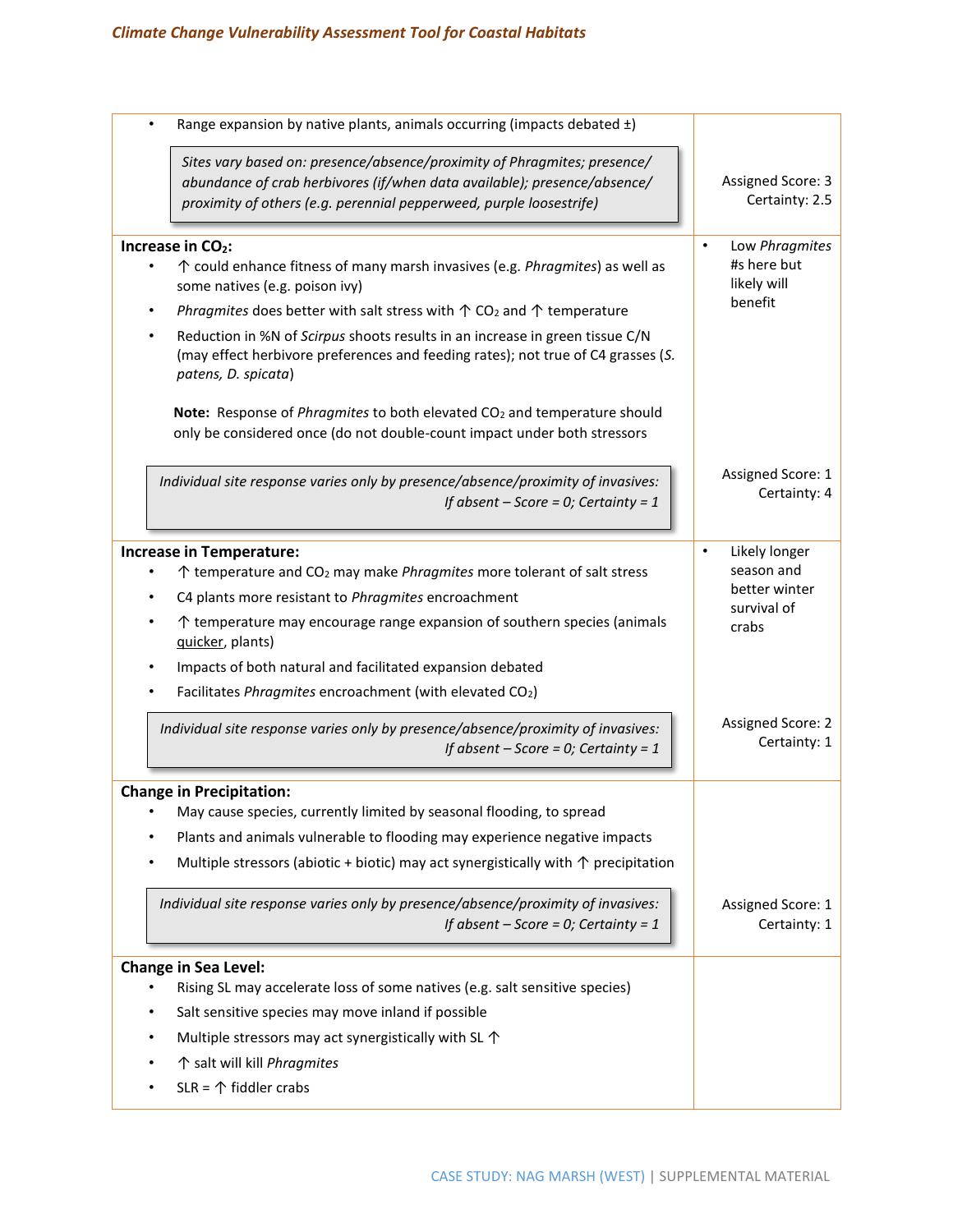| | |
|---|---|
| • Range expansion by native plants, animals occurring (impacts debated ±)<br><br>*Sites vary based on: presence/absence/proximity of Phragmites; presence/ abundance of crab herbivores (if/when data available); presence/absence/ proximity of others (e.g. perennial pepperweed, purple loosestrife)* | Assigned Score: 3<br>Certainty: 2.5 |
| **Increase in $CO_2$:**<br>• ↑ could enhance fitness of many marsh invasives (e.g. *Phragmites*) as well as some natives (e.g. poison ivy)<br>• *Phragmites* does better with salt stress with ↑ $CO_2$ and ↑ temperature<br>• Reduction in %N of *Scirpus* shoots results in an increase in green tissue C/N (may effect herbivore preferences and feeding rates); not true of C4 grasses (*S. patens, D. spicata*)<br><br>**Note:** Response of *Phragmites* to both elevated $CO_2$ and temperature should only be considered once (do not double-count impact under both stressors<br><br>*Individual site response varies only by presence/absence/proximity of invasives: If absent – Score = 0; Certainty = 1* | • Low *Phragmites* #s here but likely will benefit<br><br>Assigned Score: 1<br>Certainty: 4 |
| **Increase in Temperature:**<br>• ↑ temperature and $CO_2$ may make *Phragmites* more tolerant of salt stress<br>• C4 plants more resistant to *Phragmites* encroachment<br>• ↑ temperature may encourage range expansion of southern species (animals quicker, plants)<br>• Impacts of both natural and facilitated expansion debated<br>• Facilitates *Phragmites* encroachment (with elevated $CO_2$)<br><br>*Individual site response varies only by presence/absence/proximity of invasives: If absent – Score = 0; Certainty = 1* | • Likely longer season and better winter survival of crabs<br><br>Assigned Score: 2<br>Certainty: 1 |
| **Change in Precipitation:**<br>• May cause species, currently limited by seasonal flooding, to spread<br>• Plants and animals vulnerable to flooding may experience negative impacts<br>• Multiple stressors (abiotic + biotic) may act synergistically with ↑ precipitation<br><br>*Individual site response varies only by presence/absence/proximity of invasives: If absent – Score = 0; Certainty = 1* | Assigned Score: 1<br>Certainty: 1 |
| **Change in Sea Level:**<br>• Rising SL may accelerate loss of some natives (e.g. salt sensitive species)<br>• Salt sensitive species may move inland if possible<br>• Multiple stressors may act synergistically with SL ↑<br>• ↑ salt will kill *Phragmites*<br>• SLR = ↑ fiddler crabs | |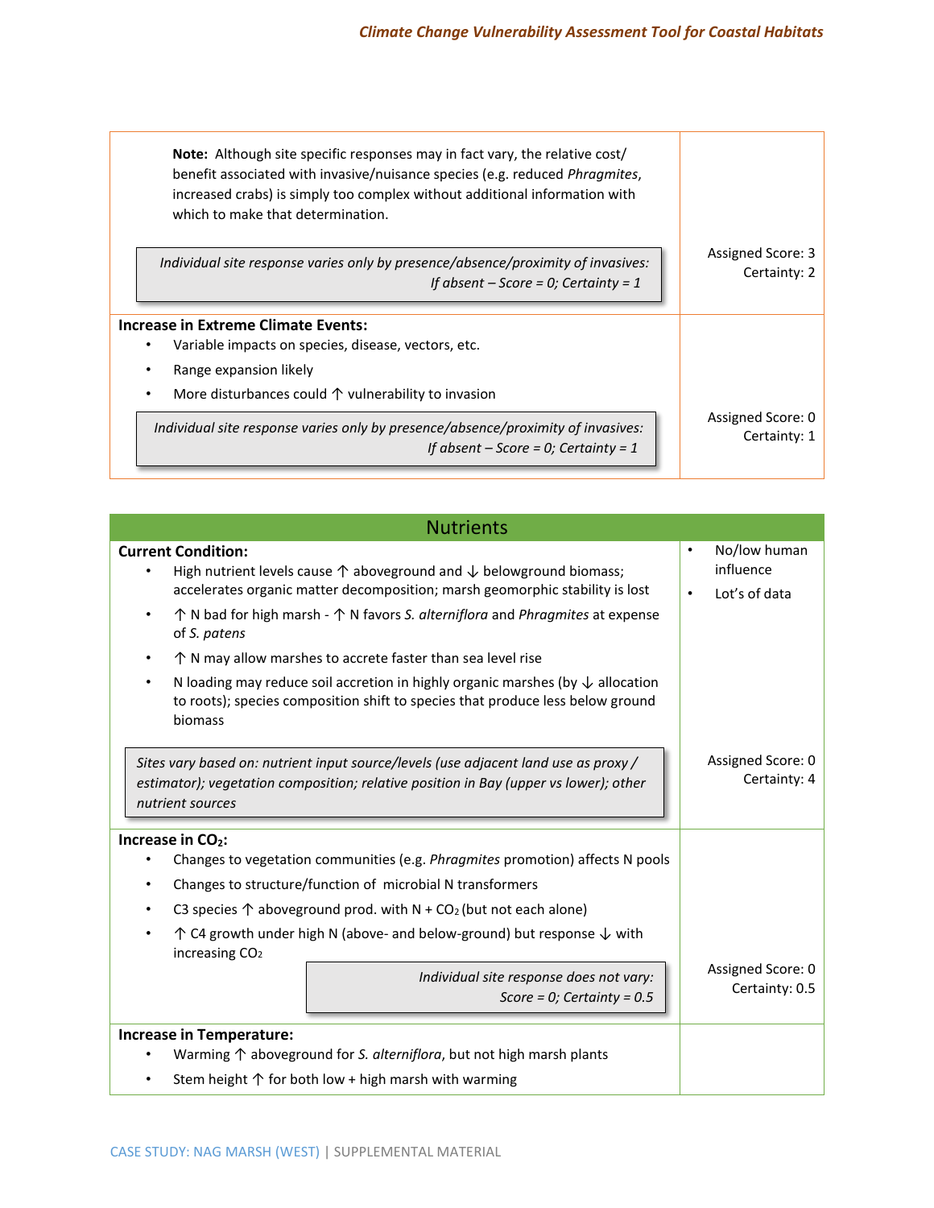**Note:** Although site specific responses may in fact vary, the relative cost/ benefit associated with invasive/nuisance species (e.g. reduced *Phragmites*, increased crabs) is simply too complex without additional information with which to make that determination.

> *Individual site response varies only by presence/absence/proximity of invasives: If absent – Score = 0; Certainty = 1*

Assigned Score: 3
Certainty: 2

**Increase in Extreme Climate Events:**

- Variable impacts on species, disease, vectors, etc.
- Range expansion likely
- More disturbances could ↑ vulnerability to invasion

> *Individual site response varies only by presence/absence/proximity of invasives: If absent – Score = 0; Certainty = 1*

Assigned Score: 0
Certainty: 1

## Nutrients

**Current Condition:**

- High nutrient levels cause ↑ aboveground and ↓ belowground biomass; accelerates organic matter decomposition; marsh geomorphic stability is lost
- ↑ N bad for high marsh - ↑ N favors *S. alterniflora* and *Phragmites* at expense of *S. patens*
- ↑ N may allow marshes to accrete faster than sea level rise
- N loading may reduce soil accretion in highly organic marshes (by ↓ allocation to roots); species composition shift to species that produce less below ground biomass

> *Sites vary based on: nutrient input source/levels (use adjacent land use as proxy / estimator); vegetation composition; relative position in Bay (upper vs lower); other nutrient sources*

- No/low human influence
- Lot's of data

Assigned Score: 0
Certainty: 4

**Increase in $CO_2$:**

- Changes to vegetation communities (e.g. *Phragmites* promotion) affects N pools
- Changes to structure/function of microbial N transformers
- C3 species ↑ aboveground prod. with N + $CO_2$ (but not each alone)
- ↑ C4 growth under high N (above- and below-ground) but response ↓ with increasing $CO_2$

> *Individual site response does not vary: Score = 0; Certainty = 0.5*

Assigned Score: 0
Certainty: 0.5

**Increase in Temperature:**

- Warming ↑ aboveground for *S. alterniflora*, but not high marsh plants
- Stem height ↑ for both low + high marsh with warming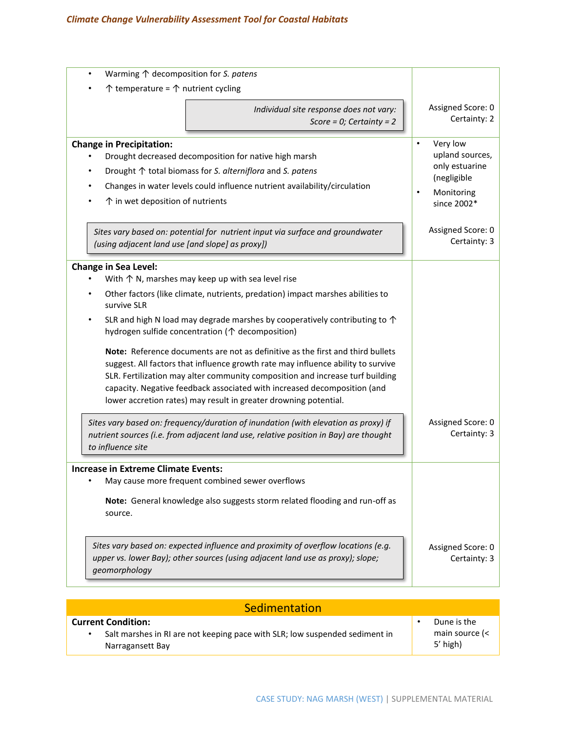| | |
|---|---|
| • Warming ↑ decomposition for *S. patens*<br>• ↑ temperature = ↑ nutrient cycling<br><br>*Individual site response does not vary: Score = 0; Certainty = 2* | Assigned Score: 0<br>Certainty: 2 |
| **Change in Precipitation:**<br>• Drought decreased decomposition for native high marsh<br>• Drought ↑ total biomass for *S. alterniflora* and *S. patens*<br>• Changes in water levels could influence nutrient availability/circulation<br>• ↑ in wet deposition of nutrients<br><br>*Sites vary based on: potential for nutrient input via surface and groundwater (using adjacent land use [and slope] as proxy])* | • Very low upland sources, only estuarine (negligible<br>• Monitoring since 2002*<br><br>Assigned Score: 0<br>Certainty: 3 |
| **Change in Sea Level:**<br>• With ↑ N, marshes may keep up with sea level rise<br>• Other factors (like climate, nutrients, predation) impact marshes abilities to survive SLR<br>• SLR and high N load may degrade marshes by cooperatively contributing to ↑ hydrogen sulfide concentration (↑ decomposition)<br><br>**Note:** Reference documents are not as definitive as the first and third bullets suggest. All factors that influence growth rate may influence ability to survive SLR. Fertilization may alter community composition and increase turf building capacity. Negative feedback associated with increased decomposition (and lower accretion rates) may result in greater drowning potential.<br><br>*Sites vary based on: frequency/duration of inundation (with elevation as proxy) if nutrient sources (i.e. from adjacent land use, relative position in Bay) are thought to influence site* | Assigned Score: 0<br>Certainty: 3 |
| **Increase in Extreme Climate Events:**<br>• May cause more frequent combined sewer overflows<br><br>**Note:** General knowledge also suggests storm related flooding and run-off as source.<br><br>*Sites vary based on: expected influence and proximity of overflow locations (e.g. upper vs. lower Bay); other sources (using adjacent land use as proxy); slope; geomorphology* | Assigned Score: 0<br>Certainty: 3 |

## Sedimentation

| | |
|---|---|
| **Current Condition:**<br>• Salt marshes in RI are not keeping pace with SLR; low suspended sediment in Narragansett Bay | • Dune is the main source (< 5' high) |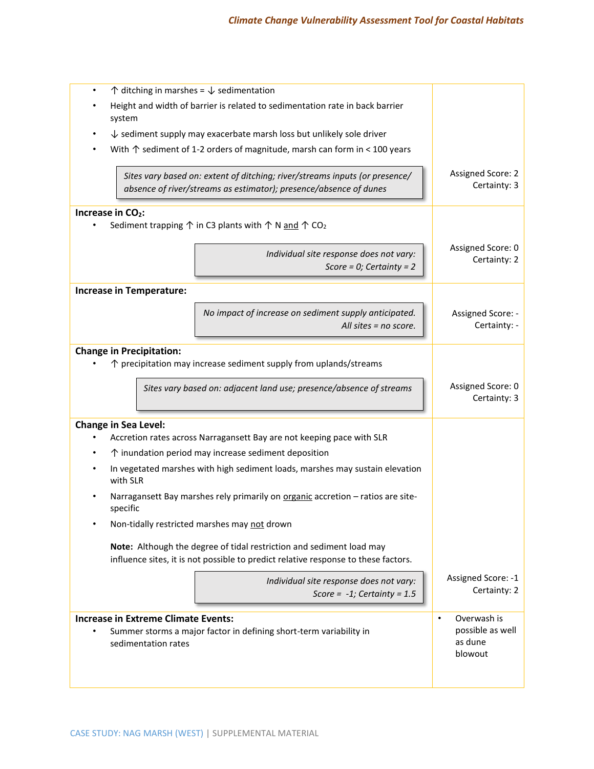| | |
|---|---|
| • ↑ ditching in marshes = ↓ sedimentation<br>• Height and width of barrier is related to sedimentation rate in back barrier system<br>• ↓ sediment supply may exacerbate marsh loss but unlikely sole driver<br>• With ↑ sediment of 1-2 orders of magnitude, marsh can form in < 100 years<br><br>*Sites vary based on: extent of ditching; river/streams inputs (or presence/absence of river/streams as estimator); presence/absence of dunes* | Assigned Score: 2<br>Certainty: 3 |
| **Increase in $CO_2$:**<br>• Sediment trapping ↑ in C3 plants with ↑ N <u>and</u> ↑ $CO_2$<br><br>*Individual site response does not vary: Score = 0; Certainty = 2* | Assigned Score: 0<br>Certainty: 2 |
| **Increase in Temperature:**<br><br>*No impact of increase on sediment supply anticipated. All sites = no score.* | Assigned Score: -<br>Certainty: - |
| **Change in Precipitation:**<br>• ↑ precipitation may increase sediment supply from uplands/streams<br><br>*Sites vary based on: adjacent land use; presence/absence of streams* | Assigned Score: 0<br>Certainty: 3 |
| **Change in Sea Level:**<br>• Accretion rates across Narragansett Bay are not keeping pace with SLR<br>• ↑ inundation period may increase sediment deposition<br>• In vegetated marshes with high sediment loads, marshes may sustain elevation with SLR<br>• Narragansett Bay marshes rely primarily on <u>organic</u> accretion – ratios are site-specific<br>• Non-tidally restricted marshes may <u>not</u> drown<br><br>**Note:** Although the degree of tidal restriction and sediment load may influence sites, it is not possible to predict relative response to these factors.<br><br>*Individual site response does not vary: Score = -1; Certainty = 1.5* | Assigned Score: -1<br>Certainty: 2 |
| **Increase in Extreme Climate Events:**<br>• Summer storms a major factor in defining short-term variability in sedimentation rates | • Overwash is possible as well as dune blowout |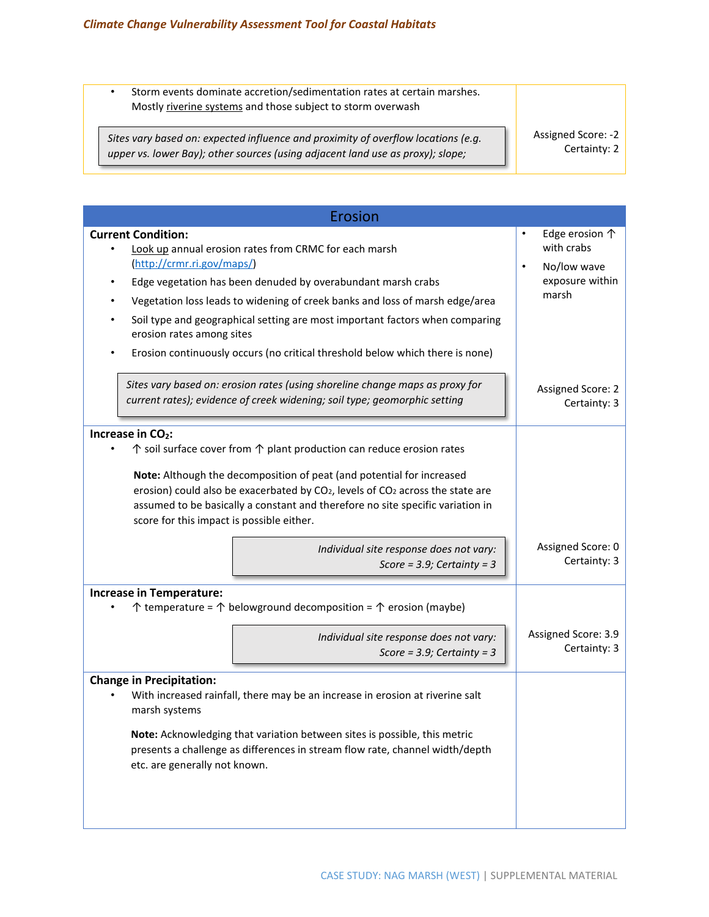- Storm events dominate accretion/sedimentation rates at certain marshes. Mostly riverine systems and those subject to storm overwash

> *Sites vary based on: expected influence and proximity of overflow locations (e.g. upper vs. lower Bay); other sources (using adjacent land use as proxy); slope;*

Assigned Score: -2
Certainty: 2

## Erosion

| | |
|---|---|
| **Current Condition:**<br>• Look up annual erosion rates from CRMC for each marsh (http://crmr.ri.gov/maps/)<br>• Edge vegetation has been denuded by overabundant marsh crabs<br>• Vegetation loss leads to widening of creek banks and loss of marsh edge/area<br>• Soil type and geographical setting are most important factors when comparing erosion rates among sites<br>• Erosion continuously occurs (no critical threshold below which there is none)<br><br>*Sites vary based on: erosion rates (using shoreline change maps as proxy for current rates); evidence of creek widening; soil type; geomorphic setting* | • Edge erosion ↑ with crabs<br>• No/low wave exposure within marsh<br><br>Assigned Score: 2<br>Certainty: 3 |
| **Increase in $CO_2$:**<br>• ↑ soil surface cover from ↑ plant production can reduce erosion rates<br><br>**Note:** Although the decomposition of peat (and potential for increased erosion) could also be exacerbated by $CO_2$, levels of $CO_2$ across the state are assumed to be basically a constant and therefore no site specific variation in score for this impact is possible either.<br><br>*Individual site response does not vary: Score = 3.9; Certainty = 3* | Assigned Score: 0<br>Certainty: 3 |
| **Increase in Temperature:**<br>• ↑ temperature = ↑ belowground decomposition = ↑ erosion (maybe)<br><br>*Individual site response does not vary: Score = 3.9; Certainty = 3* | Assigned Score: 3.9<br>Certainty: 3 |
| **Change in Precipitation:**<br>• With increased rainfall, there may be an increase in erosion at riverine salt marsh systems<br><br>**Note:** Acknowledging that variation between sites is possible, this metric presents a challenge as differences in stream flow rate, channel width/depth etc. are generally not known. | |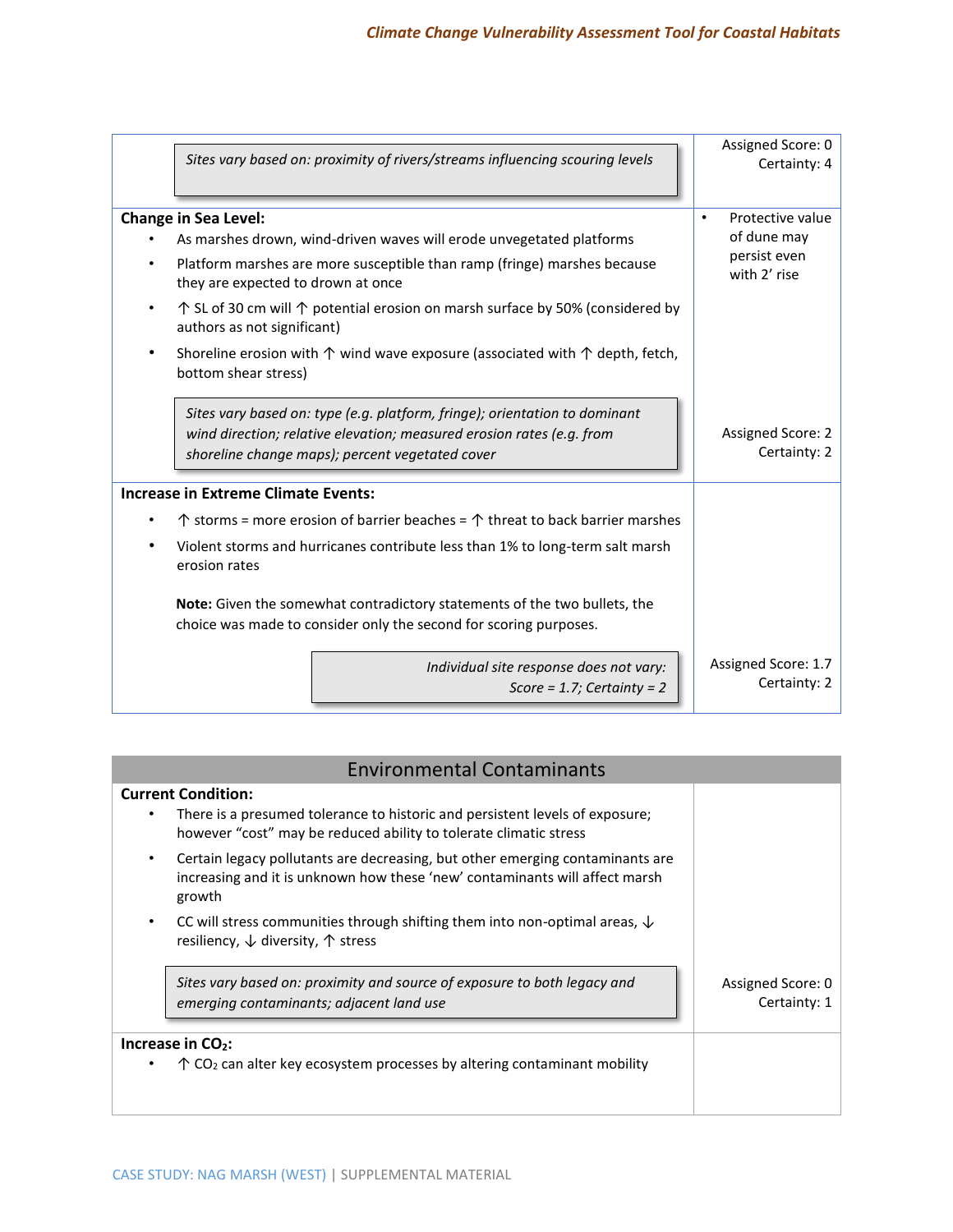| | |
|---|---|
| *Sites vary based on: proximity of rivers/streams influencing scouring levels* | Assigned Score: 0<br>Certainty: 4 |
| **Change in Sea Level:**<br>• As marshes drown, wind-driven waves will erode unvegetated platforms<br>• Platform marshes are more susceptible than ramp (fringe) marshes because they are expected to drown at once<br>• ↑ SL of 30 cm will ↑ potential erosion on marsh surface by 50% (considered by authors as not significant)<br>• Shoreline erosion with ↑ wind wave exposure (associated with ↑ depth, fetch, bottom shear stress)<br><br>*Sites vary based on: type (e.g. platform, fringe); orientation to dominant wind direction; relative elevation; measured erosion rates (e.g. from shoreline change maps); percent vegetated cover* | • Protective value of dune may persist even with 2' rise<br><br>Assigned Score: 2<br>Certainty: 2 |
| **Increase in Extreme Climate Events:**<br>• ↑ storms = more erosion of barrier beaches = ↑ threat to back barrier marshes<br>• Violent storms and hurricanes contribute less than 1% to long-term salt marsh erosion rates<br><br>**Note:** Given the somewhat contradictory statements of the two bullets, the choice was made to consider only the second for scoring purposes.<br><br>*Individual site response does not vary: Score = 1.7; Certainty = 2* | Assigned Score: 1.7<br>Certainty: 2 |

## Environmental Contaminants

| | |
|---|---|
| **Current Condition:**<br>• There is a presumed tolerance to historic and persistent levels of exposure; however "cost" may be reduced ability to tolerate climatic stress<br>• Certain legacy pollutants are decreasing, but other emerging contaminants are increasing and it is unknown how these 'new' contaminants will affect marsh growth<br>• CC will stress communities through shifting them into non-optimal areas, ↓ resiliency, ↓ diversity, ↑ stress<br><br>*Sites vary based on: proximity and source of exposure to both legacy and emerging contaminants; adjacent land use* | Assigned Score: 0<br>Certainty: 1 |
| **Increase in $CO_2$:**<br>• ↑ $CO_2$ can alter key ecosystem processes by altering contaminant mobility | |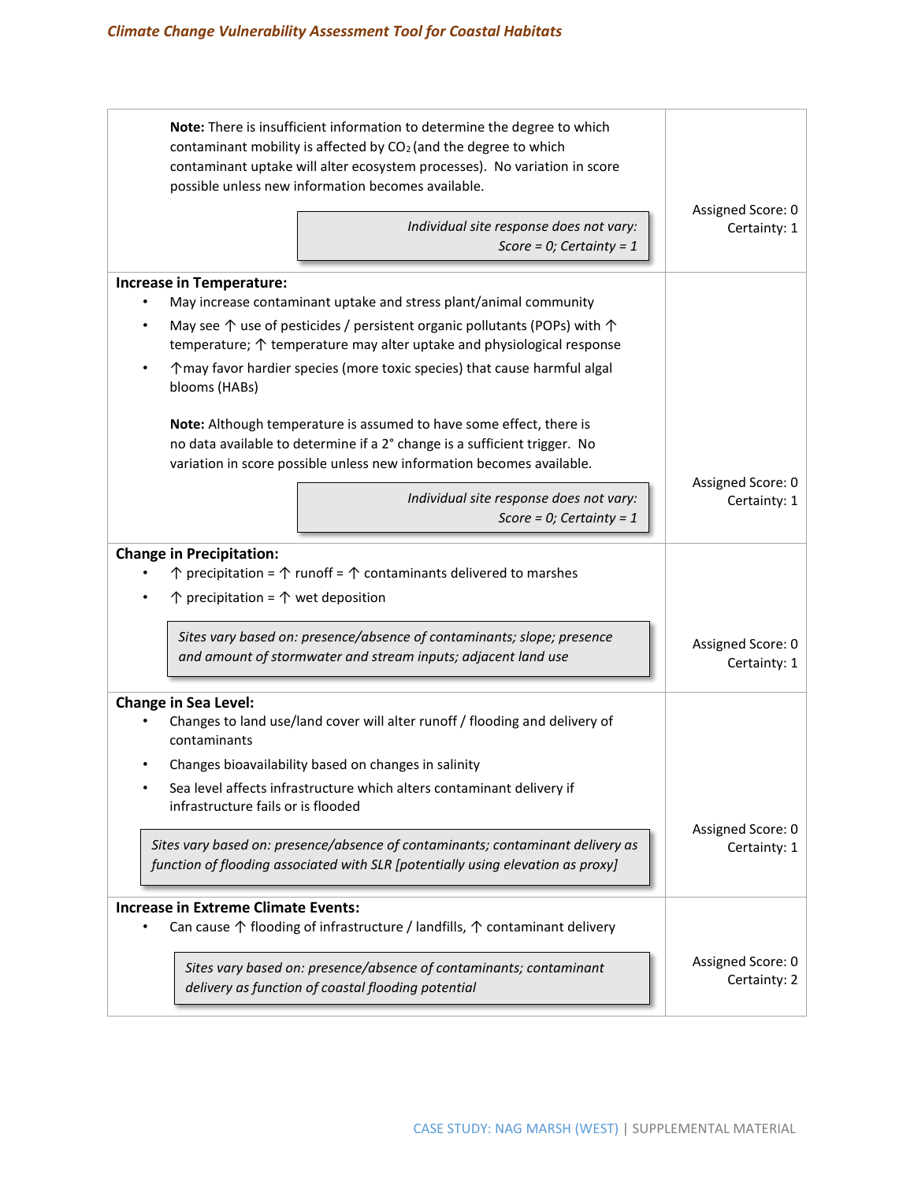| | |
|---|---|
| **Note:** There is insufficient information to determine the degree to which contaminant mobility is affected by $CO_2$ (and the degree to which contaminant uptake will alter ecosystem processes). No variation in score possible unless new information becomes available.<br><br>*Individual site response does not vary: Score = 0; Certainty = 1* | Assigned Score: 0<br>Certainty: 1 |
| **Increase in Temperature:**<br>• May increase contaminant uptake and stress plant/animal community<br>• May see ↑ use of pesticides / persistent organic pollutants (POPs) with ↑ temperature; ↑ temperature may alter uptake and physiological response<br>• ↑may favor hardier species (more toxic species) that cause harmful algal blooms (HABs)<br><br>**Note:** Although temperature is assumed to have some effect, there is no data available to determine if a 2° change is a sufficient trigger. No variation in score possible unless new information becomes available.<br><br>*Individual site response does not vary: Score = 0; Certainty = 1* | Assigned Score: 0<br>Certainty: 1 |
| **Change in Precipitation:**<br>• ↑ precipitation = ↑ runoff = ↑ contaminants delivered to marshes<br>• ↑ precipitation = ↑ wet deposition<br><br>*Sites vary based on: presence/absence of contaminants; slope; presence and amount of stormwater and stream inputs; adjacent land use* | Assigned Score: 0<br>Certainty: 1 |
| **Change in Sea Level:**<br>• Changes to land use/land cover will alter runoff / flooding and delivery of contaminants<br>• Changes bioavailability based on changes in salinity<br>• Sea level affects infrastructure which alters contaminant delivery if infrastructure fails or is flooded<br><br>*Sites vary based on: presence/absence of contaminants; contaminant delivery as function of flooding associated with SLR [potentially using elevation as proxy]* | Assigned Score: 0<br>Certainty: 1 |
| **Increase in Extreme Climate Events:**<br>• Can cause ↑ flooding of infrastructure / landfills, ↑ contaminant delivery<br><br>*Sites vary based on: presence/absence of contaminants; contaminant delivery as function of coastal flooding potential* | Assigned Score: 0<br>Certainty: 2 |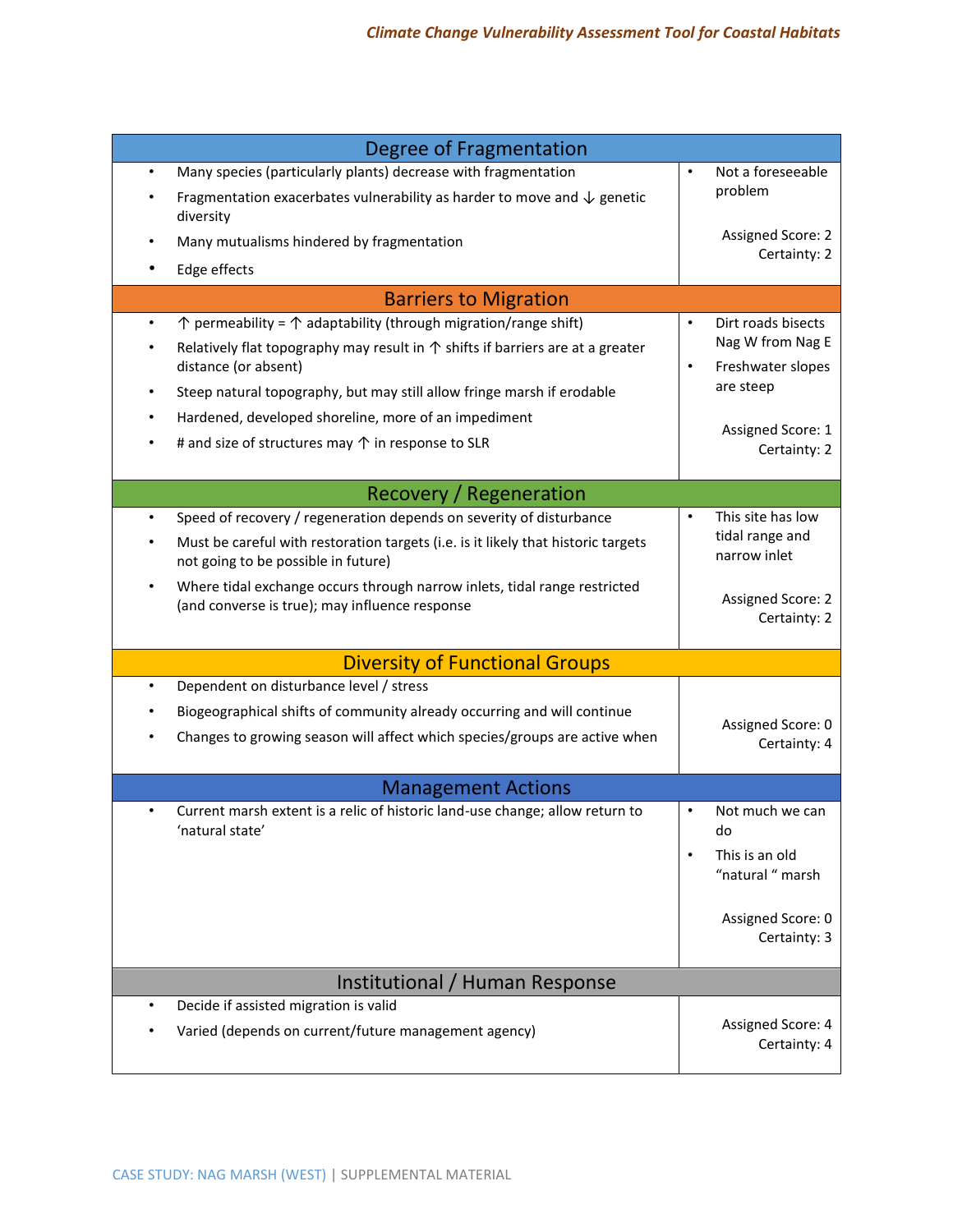## Degree of Fragmentation

- Many species (particularly plants) decrease with fragmentation
- Fragmentation exacerbates vulnerability as harder to move and ↓ genetic diversity
- Many mutualisms hindered by fragmentation
- Edge effects

- Not a foreseeable problem

Assigned Score: 2
Certainty: 2

## Barriers to Migration

- ↑ permeability = ↑ adaptability (through migration/range shift)
- Relatively flat topography may result in ↑ shifts if barriers are at a greater distance (or absent)
- Steep natural topography, but may still allow fringe marsh if erodable
- Hardened, developed shoreline, more of an impediment
- # and size of structures may ↑ in response to SLR

- Dirt roads bisects Nag W from Nag E
- Freshwater slopes are steep

Assigned Score: 1
Certainty: 2

## Recovery / Regeneration

- Speed of recovery / regeneration depends on severity of disturbance
- Must be careful with restoration targets (i.e. is it likely that historic targets not going to be possible in future)
- Where tidal exchange occurs through narrow inlets, tidal range restricted (and converse is true); may influence response

- This site has low tidal range and narrow inlet

Assigned Score: 2
Certainty: 2

## Diversity of Functional Groups

- Dependent on disturbance level / stress
- Biogeographical shifts of community already occurring and will continue
- Changes to growing season will affect which species/groups are active when

Assigned Score: 0
Certainty: 4

## Management Actions

- Current marsh extent is a relic of historic land-use change; allow return to 'natural state'

- Not much we can do
- This is an old "natural " marsh

Assigned Score: 0
Certainty: 3

## Institutional / Human Response

- Decide if assisted migration is valid
- Varied (depends on current/future management agency)

Assigned Score: 4
Certainty: 4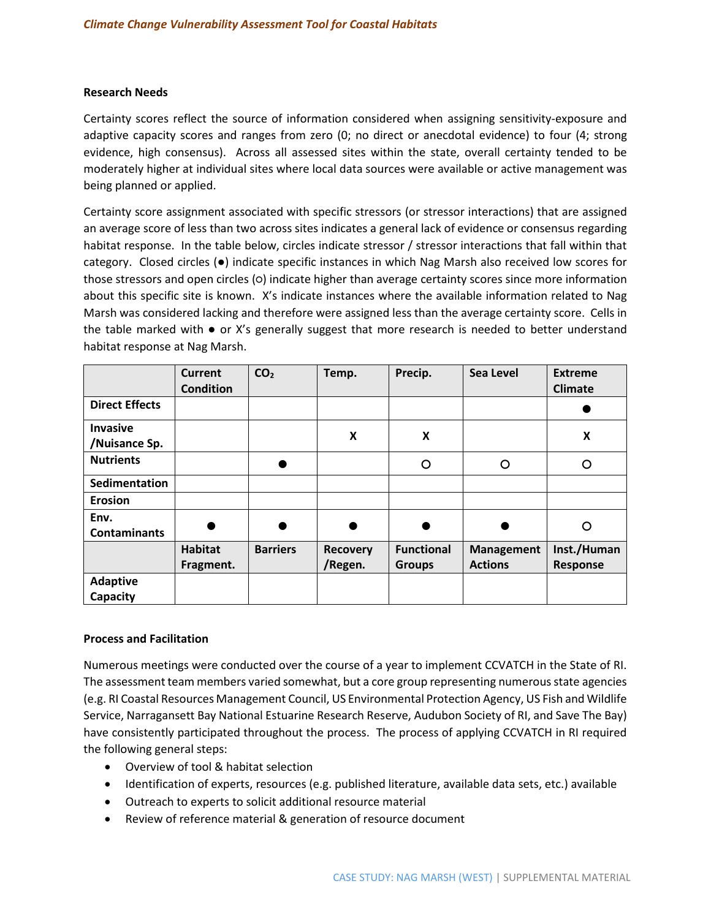### Research Needs

Certainty scores reflect the source of information considered when assigning sensitivity-exposure and adaptive capacity scores and ranges from zero (0; no direct or anecdotal evidence) to four (4; strong evidence, high consensus). Across all assessed sites within the state, overall certainty tended to be moderately higher at individual sites where local data sources were available or active management was being planned or applied.

Certainty score assignment associated with specific stressors (or stressor interactions) that are assigned an average score of less than two across sites indicates a general lack of evidence or consensus regarding habitat response. In the table below, circles indicate stressor / stressor interactions that fall within that category. Closed circles (●) indicate specific instances in which Nag Marsh also received low scores for those stressors and open circles (○) indicate higher than average certainty scores since more information about this specific site is known. X's indicate instances where the available information related to Nag Marsh was considered lacking and therefore were assigned less than the average certainty score. Cells in the table marked with ● or X's generally suggest that more research is needed to better understand habitat response at Nag Marsh.

| | Current Condition | $CO_2$ | Temp. | Precip. | Sea Level | Extreme Climate |
|---|---|---|---|---|---|---|
| **Direct Effects** | | | | | | ● |
| **Invasive /Nuisance Sp.** | | | X | X | | X |
| **Nutrients** | | ● | | ○ | ○ | ○ |
| **Sedimentation** | | | | | | |
| **Erosion** | | | | | | |
| **Env. Contaminants** | ● | ● | ● | ● | ● | ○ |
| | **Habitat Fragment.** | **Barriers** | **Recovery /Regen.** | **Functional Groups** | **Management Actions** | **Inst./Human Response** |
| **Adaptive Capacity** | | | | | | |

### Process and Facilitation

Numerous meetings were conducted over the course of a year to implement CCVATCH in the State of RI. The assessment team members varied somewhat, but a core group representing numerous state agencies (e.g. RI Coastal Resources Management Council, US Environmental Protection Agency, US Fish and Wildlife Service, Narragansett Bay National Estuarine Research Reserve, Audubon Society of RI, and Save The Bay) have consistently participated throughout the process. The process of applying CCVATCH in RI required the following general steps:

- Overview of tool & habitat selection
- Identification of experts, resources (e.g. published literature, available data sets, etc.) available
- Outreach to experts to solicit additional resource material
- Review of reference material & generation of resource document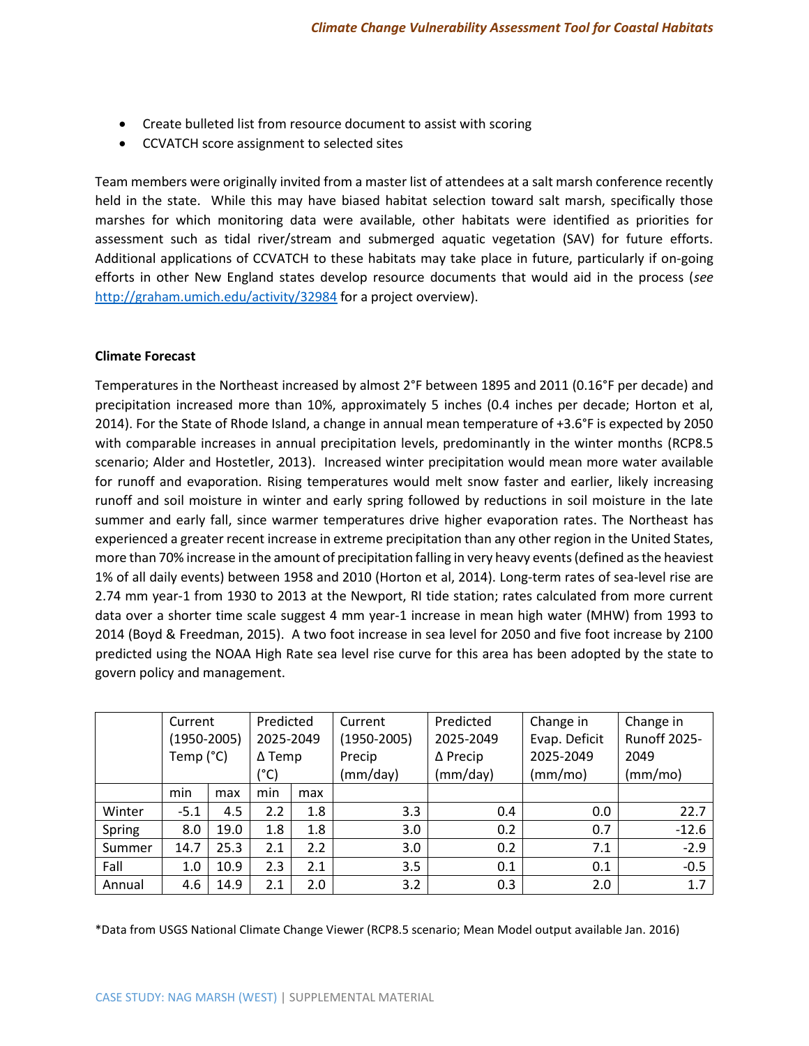- Create bulleted list from resource document to assist with scoring
- CCVATCH score assignment to selected sites

Team members were originally invited from a master list of attendees at a salt marsh conference recently held in the state. While this may have biased habitat selection toward salt marsh, specifically those marshes for which monitoring data were available, other habitats were identified as priorities for assessment such as tidal river/stream and submerged aquatic vegetation (SAV) for future efforts. Additional applications of CCVATCH to these habitats may take place in future, particularly if on-going efforts in other New England states develop resource documents that would aid in the process (*see* http://graham.umich.edu/activity/32984 for a project overview).

**Climate Forecast**

Temperatures in the Northeast increased by almost 2°F between 1895 and 2011 (0.16°F per decade) and precipitation increased more than 10%, approximately 5 inches (0.4 inches per decade; Horton et al, 2014). For the State of Rhode Island, a change in annual mean temperature of +3.6°F is expected by 2050 with comparable increases in annual precipitation levels, predominantly in the winter months (RCP8.5 scenario; Alder and Hostetler, 2013). Increased winter precipitation would mean more water available for runoff and evaporation. Rising temperatures would melt snow faster and earlier, likely increasing runoff and soil moisture in winter and early spring followed by reductions in soil moisture in the late summer and early fall, since warmer temperatures drive higher evaporation rates. The Northeast has experienced a greater recent increase in extreme precipitation than any other region in the United States, more than 70% increase in the amount of precipitation falling in very heavy events (defined as the heaviest 1% of all daily events) between 1958 and 2010 (Horton et al, 2014). Long-term rates of sea-level rise are 2.74 mm year-1 from 1930 to 2013 at the Newport, RI tide station; rates calculated from more current data over a shorter time scale suggest 4 mm year-1 increase in mean high water (MHW) from 1993 to 2014 (Boyd & Freedman, 2015). A two foot increase in sea level for 2050 and five foot increase by 2100 predicted using the NOAA High Rate sea level rise curve for this area has been adopted by the state to govern policy and management.

| | Current (1950-2005) Temp (°C) | | Predicted 2025-2049 Δ Temp (°C) | | Current (1950-2005) Precip (mm/day) | Predicted 2025-2049 Δ Precip (mm/day) | Change in Evap. Deficit 2025-2049 (mm/mo) | Change in Runoff 2025-2049 (mm/mo) |
|---|---|---|---|---|---|---|---|---|
| | min | max | min | max | | | | |
| Winter | -5.1 | 4.5 | 2.2 | 1.8 | 3.3 | 0.4 | 0.0 | 22.7 |
| Spring | 8.0 | 19.0 | 1.8 | 1.8 | 3.0 | 0.2 | 0.7 | -12.6 |
| Summer | 14.7 | 25.3 | 2.1 | 2.2 | 3.0 | 0.2 | 7.1 | -2.9 |
| Fall | 1.0 | 10.9 | 2.3 | 2.1 | 3.5 | 0.1 | 0.1 | -0.5 |
| Annual | 4.6 | 14.9 | 2.1 | 2.0 | 3.2 | 0.3 | 2.0 | 1.7 |

*Data from USGS National Climate Change Viewer (RCP8.5 scenario; Mean Model output available Jan. 2016)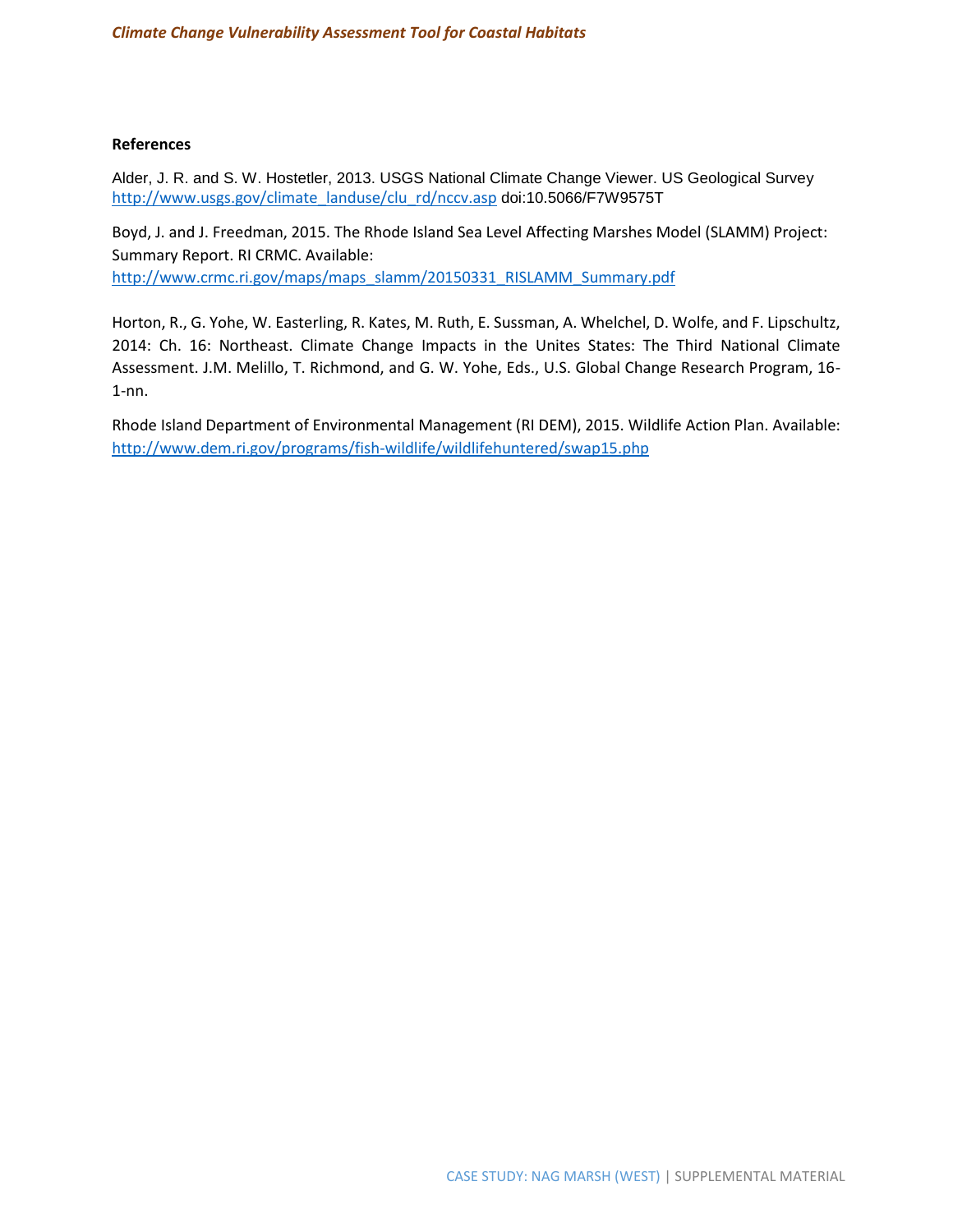**References**

Alder, J. R. and S. W. Hostetler, 2013. USGS National Climate Change Viewer. US Geological Survey http://www.usgs.gov/climate_landuse/clu_rd/nccv.asp doi:10.5066/F7W9575T

Boyd, J. and J. Freedman, 2015. The Rhode Island Sea Level Affecting Marshes Model (SLAMM) Project: Summary Report. RI CRMC. Available: http://www.crmc.ri.gov/maps/maps_slamm/20150331_RISLAMM_Summary.pdf

Horton, R., G. Yohe, W. Easterling, R. Kates, M. Ruth, E. Sussman, A. Whelchel, D. Wolfe, and F. Lipschultz, 2014: Ch. 16: Northeast. Climate Change Impacts in the Unites States: The Third National Climate Assessment. J.M. Melillo, T. Richmond, and G. W. Yohe, Eds., U.S. Global Change Research Program, 16-1-nn.

Rhode Island Department of Environmental Management (RI DEM), 2015. Wildlife Action Plan. Available: http://www.dem.ri.gov/programs/fish-wildlife/wildlifehuntered/swap15.php